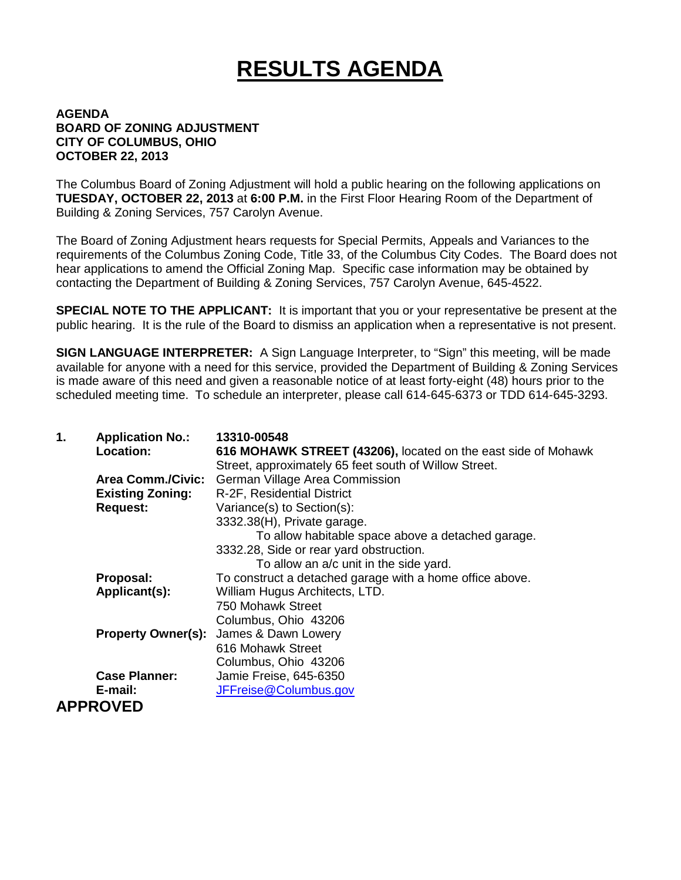# RESULTS AGENDA

**AGENDA**
**BOARD OF ZONING ADJUSTMENT**
**CITY OF COLUMBUS, OHIO**
**OCTOBER 22, 2013**

The Columbus Board of Zoning Adjustment will hold a public hearing on the following applications on **TUESDAY, OCTOBER 22, 2013** at **6:00 P.M.** in the First Floor Hearing Room of the Department of Building & Zoning Services, 757 Carolyn Avenue.

The Board of Zoning Adjustment hears requests for Special Permits, Appeals and Variances to the requirements of the Columbus Zoning Code, Title 33, of the Columbus City Codes. The Board does not hear applications to amend the Official Zoning Map. Specific case information may be obtained by contacting the Department of Building & Zoning Services, 757 Carolyn Avenue, 645-4522.

**SPECIAL NOTE TO THE APPLICANT:** It is important that you or your representative be present at the public hearing. It is the rule of the Board to dismiss an application when a representative is not present.

**SIGN LANGUAGE INTERPRETER:** A Sign Language Interpreter, to "Sign" this meeting, will be made available for anyone with a need for this service, provided the Department of Building & Zoning Services is made aware of this need and given a reasonable notice of at least forty-eight (48) hours prior to the scheduled meeting time. To schedule an interpreter, please call 614-645-6373 or TDD 614-645-3293.

**1. Application No.:** **13310-00548**
**Location:** **616 MOHAWK STREET (43206),** located on the east side of Mohawk Street, approximately 65 feet south of Willow Street.
**Area Comm./Civic:** German Village Area Commission
**Existing Zoning:** R-2F, Residential District
**Request:** Variance(s) to Section(s):
3332.38(H), Private garage.
To allow habitable space above a detached garage.
3332.28, Side or rear yard obstruction.
To allow an a/c unit in the side yard.
**Proposal:** To construct a detached garage with a home office above.
**Applicant(s):** William Hugus Architects, LTD.
750 Mohawk Street
Columbus, Ohio 43206
**Property Owner(s):** James & Dawn Lowery
616 Mohawk Street
Columbus, Ohio 43206
**Case Planner:** Jamie Freise, 645-6350
**E-mail:** JFFreise@Columbus.gov

**APPROVED**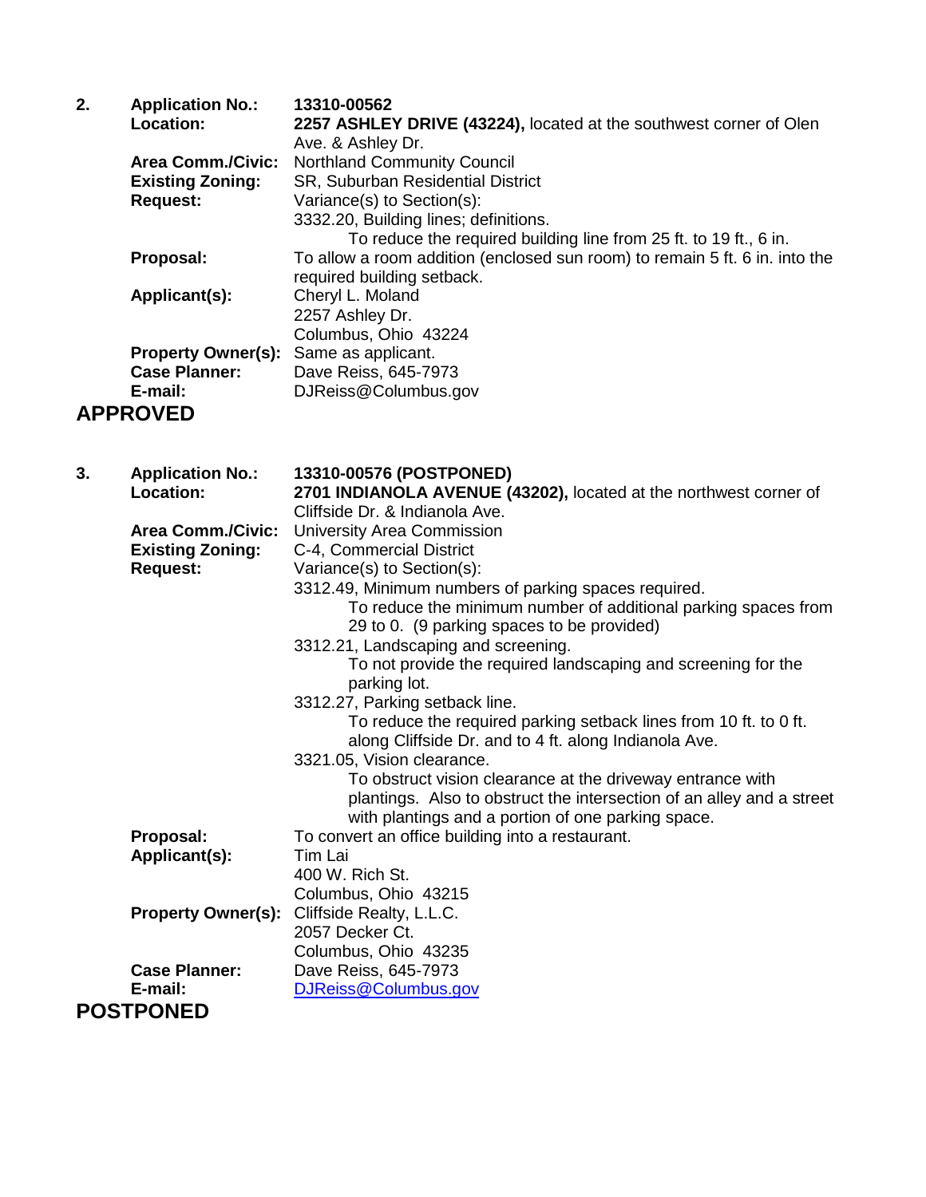**2.** **Application No.:** **13310-00562**
**Location:** **2257 ASHLEY DRIVE (43224),** located at the southwest corner of Olen Ave. & Ashley Dr.
**Area Comm./Civic:** Northland Community Council
**Existing Zoning:** SR, Suburban Residential District
**Request:** Variance(s) to Section(s):
3332.20, Building lines; definitions.
To reduce the required building line from 25 ft. to 19 ft., 6 in.
**Proposal:** To allow a room addition (enclosed sun room) to remain 5 ft. 6 in. into the required building setback.
**Applicant(s):** Cheryl L. Moland
2257 Ashley Dr.
Columbus, Ohio 43224
**Property Owner(s):** Same as applicant.
**Case Planner:** Dave Reiss, 645-7973
**E-mail:** DJReiss@Columbus.gov

**APPROVED**

**3.** **Application No.:** **13310-00576 (POSTPONED)**
**Location:** **2701 INDIANOLA AVENUE (43202),** located at the northwest corner of Cliffside Dr. & Indianola Ave.
**Area Comm./Civic:** University Area Commission
**Existing Zoning:** C-4, Commercial District
**Request:** Variance(s) to Section(s):
3312.49, Minimum numbers of parking spaces required.
To reduce the minimum number of additional parking spaces from 29 to 0. (9 parking spaces to be provided)
3312.21, Landscaping and screening.
To not provide the required landscaping and screening for the parking lot.
3312.27, Parking setback line.
To reduce the required parking setback lines from 10 ft. to 0 ft. along Cliffside Dr. and to 4 ft. along Indianola Ave.
3321.05, Vision clearance.
To obstruct vision clearance at the driveway entrance with plantings. Also to obstruct the intersection of an alley and a street with plantings and a portion of one parking space.
**Proposal:** To convert an office building into a restaurant.
**Applicant(s):** Tim Lai
400 W. Rich St.
Columbus, Ohio 43215
**Property Owner(s):** Cliffside Realty, L.L.C.
2057 Decker Ct.
Columbus, Ohio 43235
**Case Planner:** Dave Reiss, 645-7973
**E-mail:** DJReiss@Columbus.gov

**POSTPONED**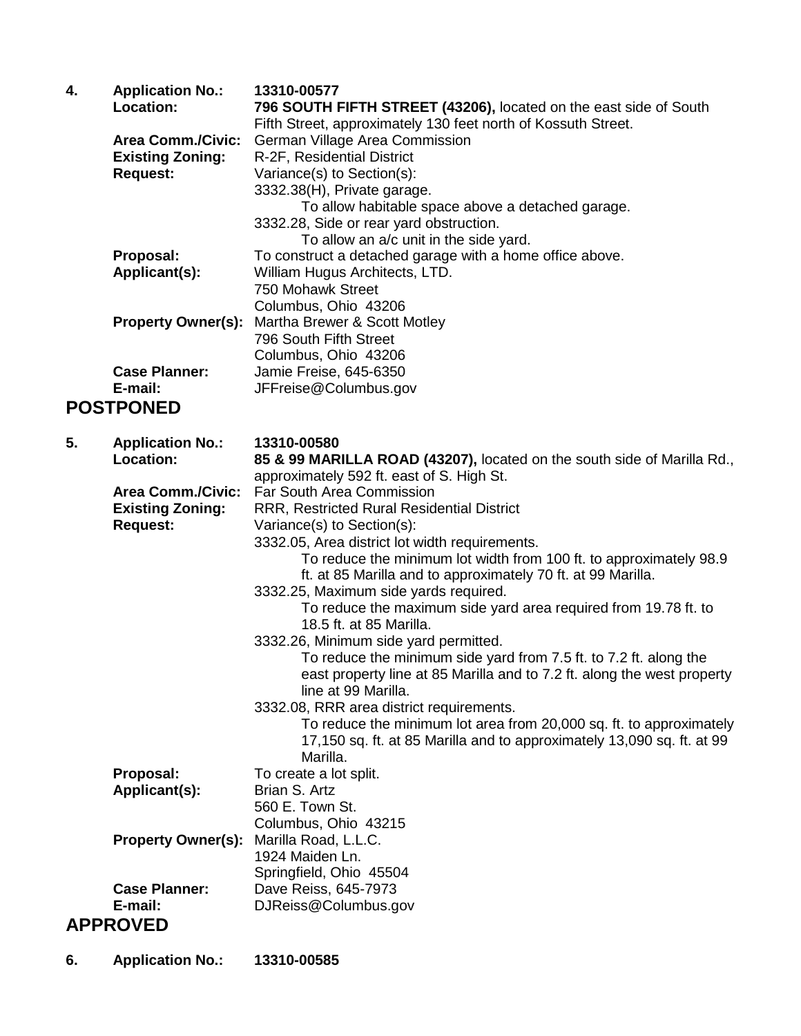**4. Application No.:** **13310-00577**

**Location:** **796 SOUTH FIFTH STREET (43206),** located on the east side of South Fifth Street, approximately 130 feet north of Kossuth Street.

**Area Comm./Civic:** German Village Area Commission

**Existing Zoning:** R-2F, Residential District

**Request:** Variance(s) to Section(s):

3332.38(H), Private garage.

To allow habitable space above a detached garage.

3332.28, Side or rear yard obstruction.

To allow an a/c unit in the side yard.

**Proposal:** To construct a detached garage with a home office above.

**Applicant(s):** William Hugus Architects, LTD.
750 Mohawk Street
Columbus, Ohio 43206

**Property Owner(s):** Martha Brewer & Scott Motley
796 South Fifth Street
Columbus, Ohio 43206

**Case Planner:** Jamie Freise, 645-6350

**E-mail:** JFFreise@Columbus.gov

## POSTPONED

**5. Application No.:** **13310-00580**

**Location:** **85 & 99 MARILLA ROAD (43207),** located on the south side of Marilla Rd., approximately 592 ft. east of S. High St.

**Area Comm./Civic:** Far South Area Commission

**Existing Zoning:** RRR, Restricted Rural Residential District

**Request:** Variance(s) to Section(s):

3332.05, Area district lot width requirements.

To reduce the minimum lot width from 100 ft. to approximately 98.9 ft. at 85 Marilla and to approximately 70 ft. at 99 Marilla.

3332.25, Maximum side yards required.

To reduce the maximum side yard area required from 19.78 ft. to 18.5 ft. at 85 Marilla.

3332.26, Minimum side yard permitted.

To reduce the minimum side yard from 7.5 ft. to 7.2 ft. along the east property line at 85 Marilla and to 7.2 ft. along the west property line at 99 Marilla.

3332.08, RRR area district requirements.

To reduce the minimum lot area from 20,000 sq. ft. to approximately 17,150 sq. ft. at 85 Marilla and to approximately 13,090 sq. ft. at 99 Marilla.

**Proposal:** To create a lot split.

**Applicant(s):** Brian S. Artz
560 E. Town St.
Columbus, Ohio 43215

**Property Owner(s):** Marilla Road, L.L.C.
1924 Maiden Ln.
Springfield, Ohio 45504

**Case Planner:** Dave Reiss, 645-7973

**E-mail:** DJReiss@Columbus.gov

## APPROVED

**6. Application No.:** **13310-00585**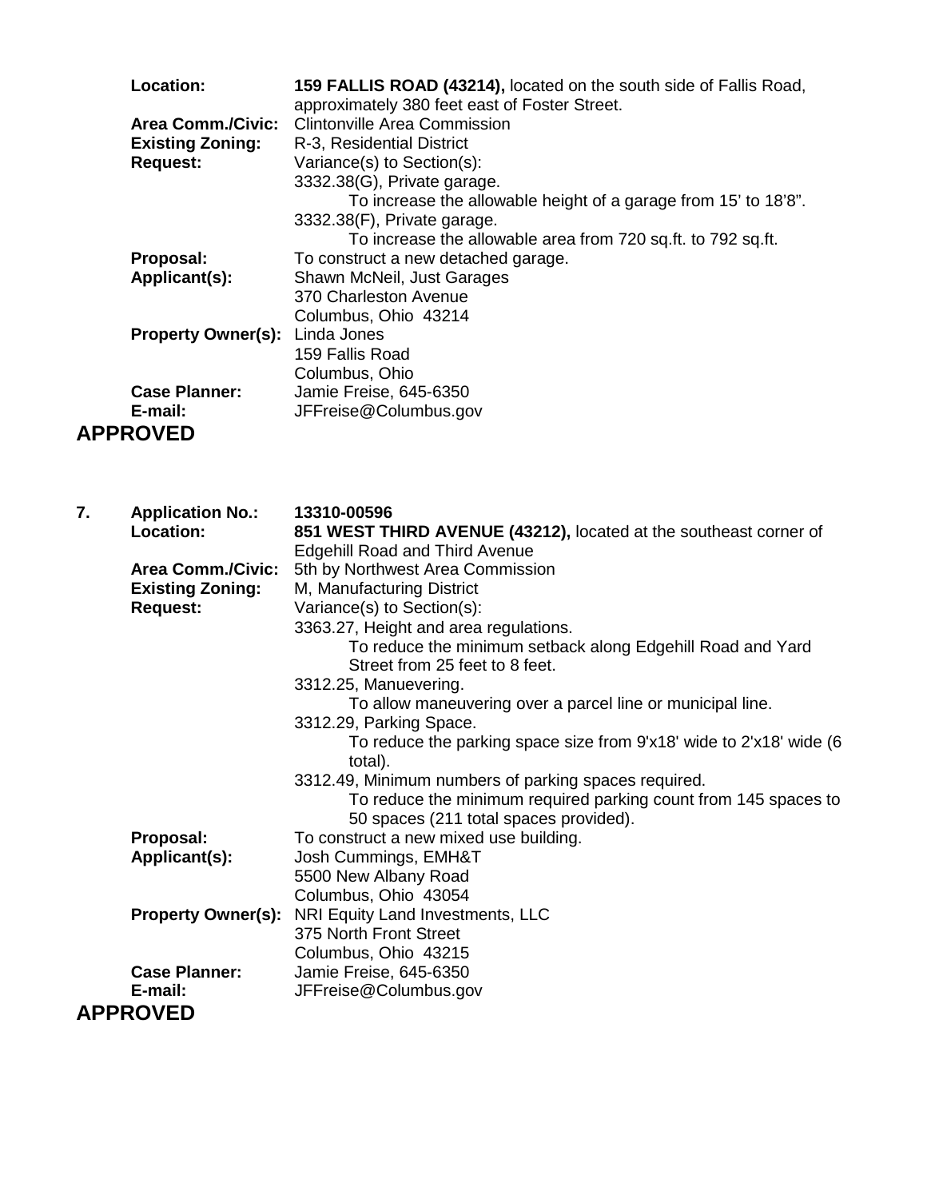**Location:** **159 FALLIS ROAD (43214),** located on the south side of Fallis Road, approximately 380 feet east of Foster Street.
**Area Comm./Civic:** Clintonville Area Commission
**Existing Zoning:** R-3, Residential District
**Request:** Variance(s) to Section(s):
3332.38(G), Private garage.
To increase the allowable height of a garage from 15' to 18'8".
3332.38(F), Private garage.
To increase the allowable area from 720 sq.ft. to 792 sq.ft.
**Proposal:** To construct a new detached garage.
**Applicant(s):** Shawn McNeil, Just Garages
370 Charleston Avenue
Columbus, Ohio 43214
**Property Owner(s):** Linda Jones
159 Fallis Road
Columbus, Ohio
**Case Planner:** Jamie Freise, 645-6350
**E-mail:** JFFreise@Columbus.gov

**APPROVED**

7. **Application No.:** **13310-00596**
**Location:** **851 WEST THIRD AVENUE (43212),** located at the southeast corner of Edgehill Road and Third Avenue
**Area Comm./Civic:** 5th by Northwest Area Commission
**Existing Zoning:** M, Manufacturing District
**Request:** Variance(s) to Section(s):
3363.27, Height and area regulations.
To reduce the minimum setback along Edgehill Road and Yard Street from 25 feet to 8 feet.
3312.25, Manuevering.
To allow maneuvering over a parcel line or municipal line.
3312.29, Parking Space.
To reduce the parking space size from 9'x18' wide to 2'x18' wide (6 total).
3312.49, Minimum numbers of parking spaces required.
To reduce the minimum required parking count from 145 spaces to 50 spaces (211 total spaces provided).
**Proposal:** To construct a new mixed use building.
**Applicant(s):** Josh Cummings, EMH&T
5500 New Albany Road
Columbus, Ohio 43054
**Property Owner(s):** NRI Equity Land Investments, LLC
375 North Front Street
Columbus, Ohio 43215
**Case Planner:** Jamie Freise, 645-6350
**E-mail:** JFFreise@Columbus.gov

**APPROVED**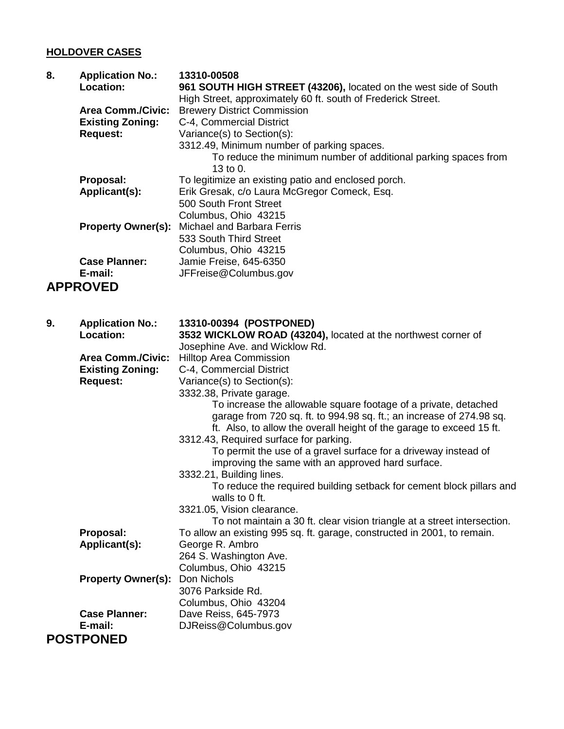**HOLDOVER CASES**

**8.** **Application No.:** **13310-00508**
**Location:** **961 SOUTH HIGH STREET (43206),** located on the west side of South High Street, approximately 60 ft. south of Frederick Street.
**Area Comm./Civic:** Brewery District Commission
**Existing Zoning:** C-4, Commercial District
**Request:** Variance(s) to Section(s):
3312.49, Minimum number of parking spaces.
To reduce the minimum number of additional parking spaces from 13 to 0.
**Proposal:** To legitimize an existing patio and enclosed porch.
**Applicant(s):** Erik Gresak, c/o Laura McGregor Comeck, Esq.
500 South Front Street
Columbus, Ohio 43215
**Property Owner(s):** Michael and Barbara Ferris
533 South Third Street
Columbus, Ohio 43215
**Case Planner:** Jamie Freise, 645-6350
**E-mail:** JFFreise@Columbus.gov

## APPROVED

**9.** **Application No.:** **13310-00394 (POSTPONED)**
**Location:** **3532 WICKLOW ROAD (43204),** located at the northwest corner of Josephine Ave. and Wicklow Rd.
**Area Comm./Civic:** Hilltop Area Commission
**Existing Zoning:** C-4, Commercial District
**Request:** Variance(s) to Section(s):
3332.38, Private garage.
To increase the allowable square footage of a private, detached garage from 720 sq. ft. to 994.98 sq. ft.; an increase of 274.98 sq. ft. Also, to allow the overall height of the garage to exceed 15 ft.
3312.43, Required surface for parking.
To permit the use of a gravel surface for a driveway instead of improving the same with an approved hard surface.
3332.21, Building lines.
To reduce the required building setback for cement block pillars and walls to 0 ft.
3321.05, Vision clearance.
To not maintain a 30 ft. clear vision triangle at a street intersection.
**Proposal:** To allow an existing 995 sq. ft. garage, constructed in 2001, to remain.
**Applicant(s):** George R. Ambro
264 S. Washington Ave.
Columbus, Ohio 43215
**Property Owner(s):** Don Nichols
3076 Parkside Rd.
Columbus, Ohio 43204
**Case Planner:** Dave Reiss, 645-7973
**E-mail:** DJReiss@Columbus.gov

## POSTPONED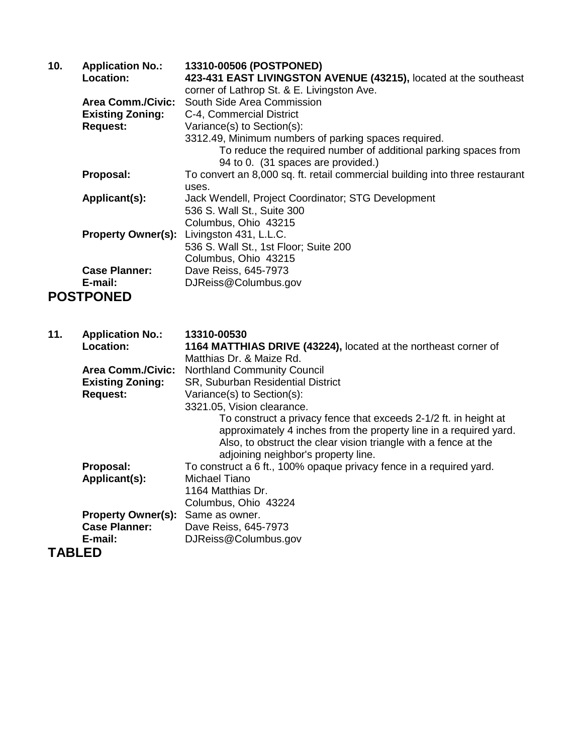**10. Application No.:** **13310-00506 (POSTPONED)**
**Location:** **423-431 EAST LIVINGSTON AVENUE (43215),** located at the southeast corner of Lathrop St. & E. Livingston Ave.
**Area Comm./Civic:** South Side Area Commission
**Existing Zoning:** C-4, Commercial District
**Request:** Variance(s) to Section(s):
3312.49, Minimum numbers of parking spaces required.
To reduce the required number of additional parking spaces from 94 to 0. (31 spaces are provided.)
**Proposal:** To convert an 8,000 sq. ft. retail commercial building into three restaurant uses.
**Applicant(s):** Jack Wendell, Project Coordinator; STG Development
536 S. Wall St., Suite 300
Columbus, Ohio 43215
**Property Owner(s):** Livingston 431, L.L.C.
536 S. Wall St., 1st Floor; Suite 200
Columbus, Ohio 43215
**Case Planner:** Dave Reiss, 645-7973
**E-mail:** DJReiss@Columbus.gov

## POSTPONED

**11. Application No.:** **13310-00530**
**Location:** **1164 MATTHIAS DRIVE (43224),** located at the northeast corner of Matthias Dr. & Maize Rd.
**Area Comm./Civic:** Northland Community Council
**Existing Zoning:** SR, Suburban Residential District
**Request:** Variance(s) to Section(s):
3321.05, Vision clearance.
To construct a privacy fence that exceeds 2-1/2 ft. in height at approximately 4 inches from the property line in a required yard. Also, to obstruct the clear vision triangle with a fence at the adjoining neighbor's property line.
**Proposal:** To construct a 6 ft., 100% opaque privacy fence in a required yard.
**Applicant(s):** Michael Tiano
1164 Matthias Dr.
Columbus, Ohio 43224
**Property Owner(s):** Same as owner.
**Case Planner:** Dave Reiss, 645-7973
**E-mail:** DJReiss@Columbus.gov

## TABLED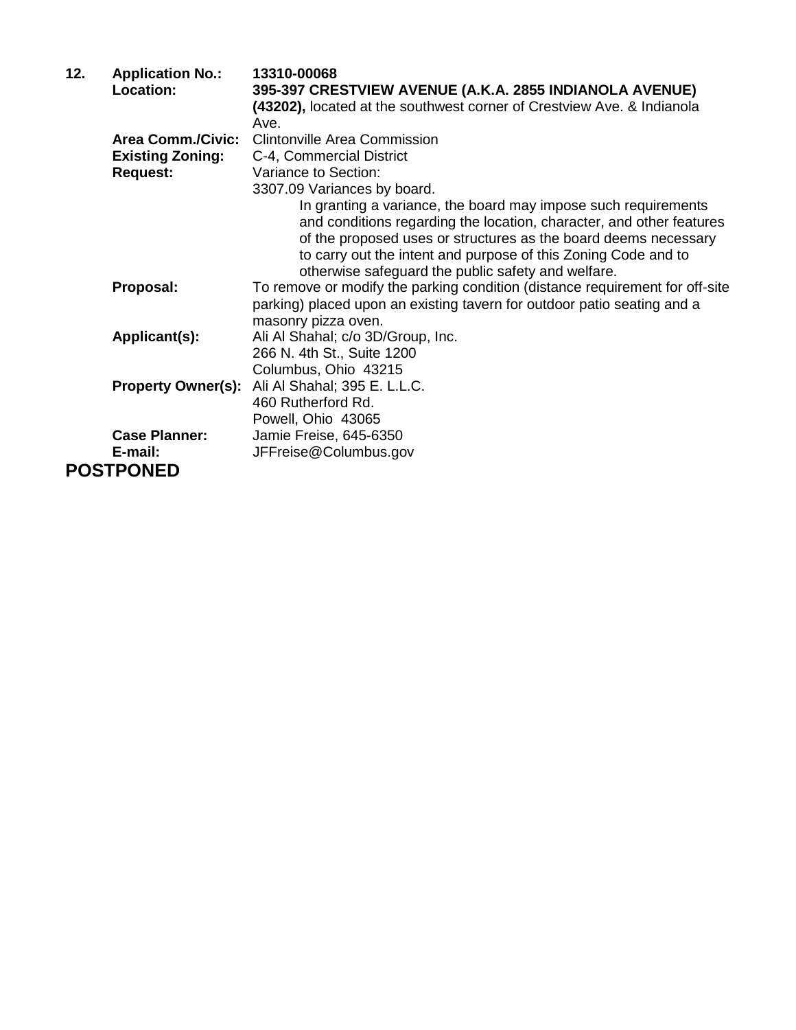**12. Application No.:** **13310-00068**

**Location:** **395-397 CRESTVIEW AVENUE (A.K.A. 2855 INDIANOLA AVENUE) (43202),** located at the southwest corner of Crestview Ave. & Indianola Ave.

**Area Comm./Civic:** Clintonville Area Commission

**Existing Zoning:** C-4, Commercial District

**Request:** Variance to Section:

3307.09 Variances by board.

In granting a variance, the board may impose such requirements and conditions regarding the location, character, and other features of the proposed uses or structures as the board deems necessary to carry out the intent and purpose of this Zoning Code and to otherwise safeguard the public safety and welfare.

**Proposal:** To remove or modify the parking condition (distance requirement for off-site parking) placed upon an existing tavern for outdoor patio seating and a masonry pizza oven.

**Applicant(s):** Ali Al Shahal; c/o 3D/Group, Inc.
266 N. 4th St., Suite 1200
Columbus, Ohio 43215

**Property Owner(s):** Ali Al Shahal; 395 E. L.L.C.
460 Rutherford Rd.
Powell, Ohio 43065

**Case Planner:** Jamie Freise, 645-6350

**E-mail:** JFFreise@Columbus.gov

## POSTPONED